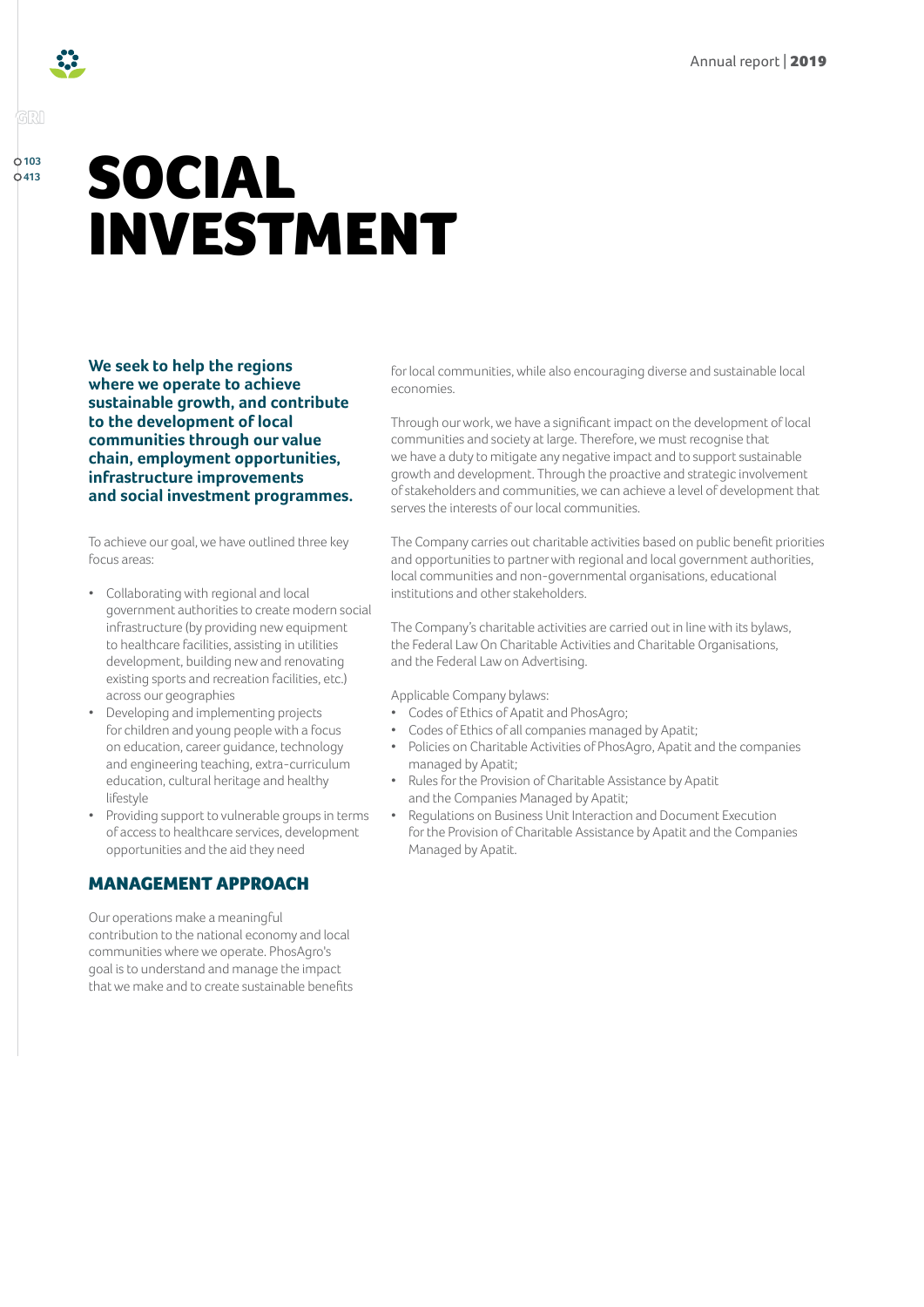# SOCIAL INVESTMENT

**We seek to help the regions where we operate to achieve sustainable growth, and contribute to the development of local communities through our value chain, employment opportunities, infrastructure improvements and social investment programmes.**

To achieve our goal, we have outlined three key focus areas:

- Collaborating with regional and local government authorities to create modern social infrastructure (by providing new equipment to healthcare facilities, assisting in utilities development, building new and renovating existing sports and recreation facilities, etc.) across our geographies
- Developing and implementing projects for children and young people with a focus on education, career guidance, technology and engineering teaching, extra-curriculum education, cultural heritage and healthy lifestyle
- Providing support to vulnerable groups in terms of access to healthcare services, development opportunities and the aid they need

## MANAGEMENT APPROACH

Our operations make a meaningful contribution to the national economy and local communities where we operate. PhosAgro's goal is to understand and manage the impact that we make and to create sustainable benefits for local communities, while also encouraging diverse and sustainable local economies.

Through our work, we have a significant impact on the development of local communities and society at large. Therefore, we must recognise that we have a duty to mitigate any negative impact and to support sustainable growth and development. Through the proactive and strategic involvement of stakeholders and communities, we can achieve a level of development that serves the interests of our local communities.

The Company carries out charitable activities based on public benefit priorities and opportunities to partner with regional and local government authorities, local communities and non-governmental organisations, educational institutions and other stakeholders.

The Company's charitable activities are carried out in line with its bylaws, the Federal Law On Charitable Activities and Charitable Organisations, and the Federal Law on Advertising.

Applicable Company bylaws:

- Codes of Ethics of Apatit and PhosAgro;
- Codes of Ethics of all companies managed by Apatit;
- Policies on Charitable Activities of PhosAgro, Apatit and the companies managed by Apatit;
- Rules for the Provision of Charitable Assistance by Apatit and the Companies Managed by Apatit;
- Regulations on Business Unit Interaction and Document Execution for the Provision of Charitable Assistance by Apatit and the Companies Managed by Apatit.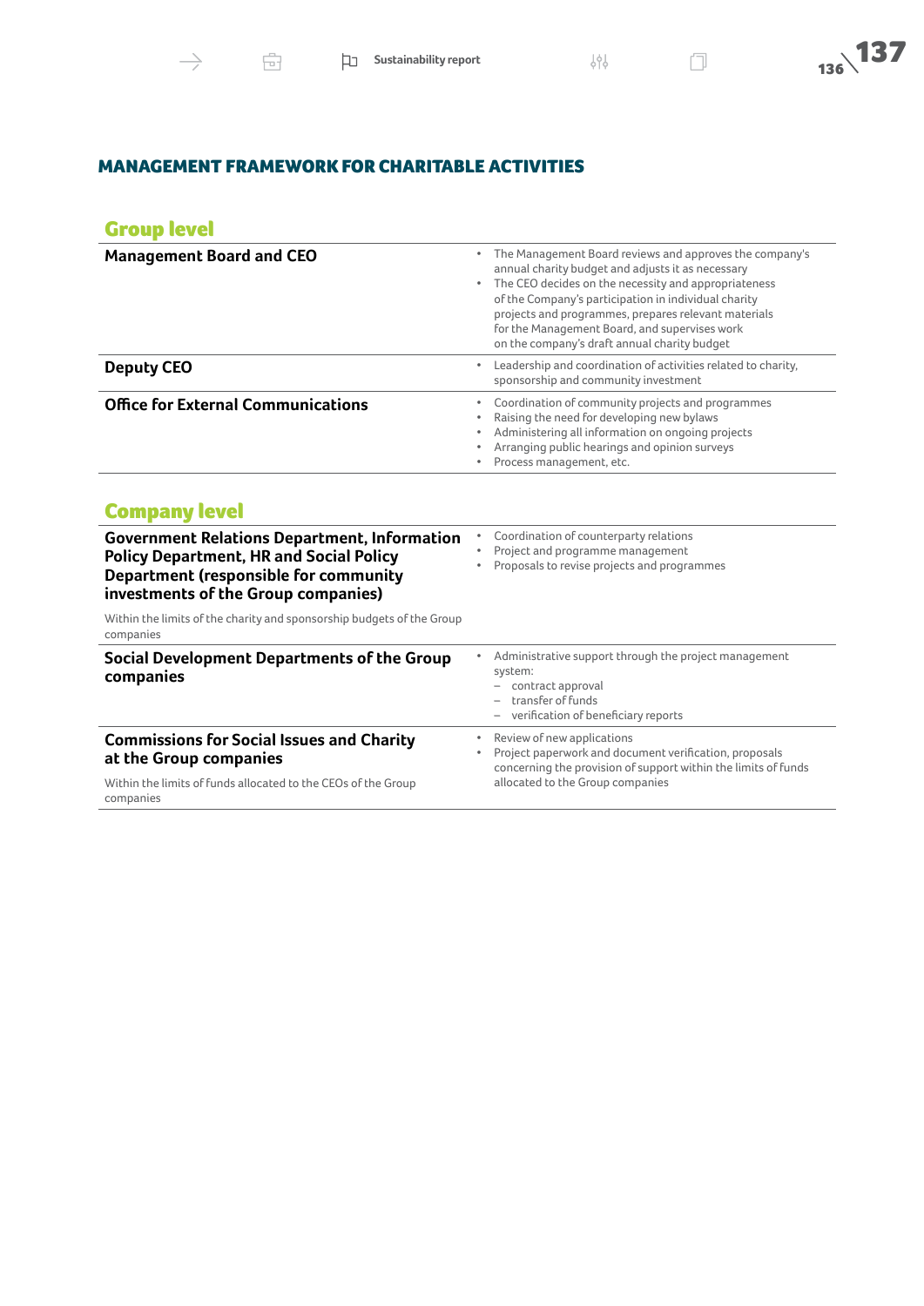## MANAGEMENT FRAMEWORK FOR CHARITABLE ACTIVITIES

### Group level

| | |
|---|---|
| **Management Board and CEO** | • The Management Board reviews and approves the company's annual charity budget and adjusts it as necessary<br>• The CEO decides on the necessity and appropriateness of the Company's participation in individual charity projects and programmes, prepares relevant materials for the Management Board, and supervises work on the company's draft annual charity budget |
| **Deputy CEO** | • Leadership and coordination of activities related to charity, sponsorship and community investment |
| **Office for External Communications** | • Coordination of community projects and programmes<br>• Raising the need for developing new bylaws<br>• Administering all information on ongoing projects<br>• Arranging public hearings and opinion surveys<br>• Process management, etc. |

### Company level

| | |
|---|---|
| **Government Relations Department, Information Policy Department, HR and Social Policy Department (responsible for community investments of the Group companies)**<br><br>Within the limits of the charity and sponsorship budgets of the Group companies | • Coordination of counterparty relations<br>• Project and programme management<br>• Proposals to revise projects and programmes |
| **Social Development Departments of the Group companies** | • Administrative support through the project management system:<br>– contract approval<br>– transfer of funds<br>– verification of beneficiary reports |
| **Commissions for Social Issues and Charity at the Group companies**<br><br>Within the limits of funds allocated to the CEOs of the Group companies | • Review of new applications<br>• Project paperwork and document verification, proposals concerning the provision of support within the limits of funds allocated to the Group companies |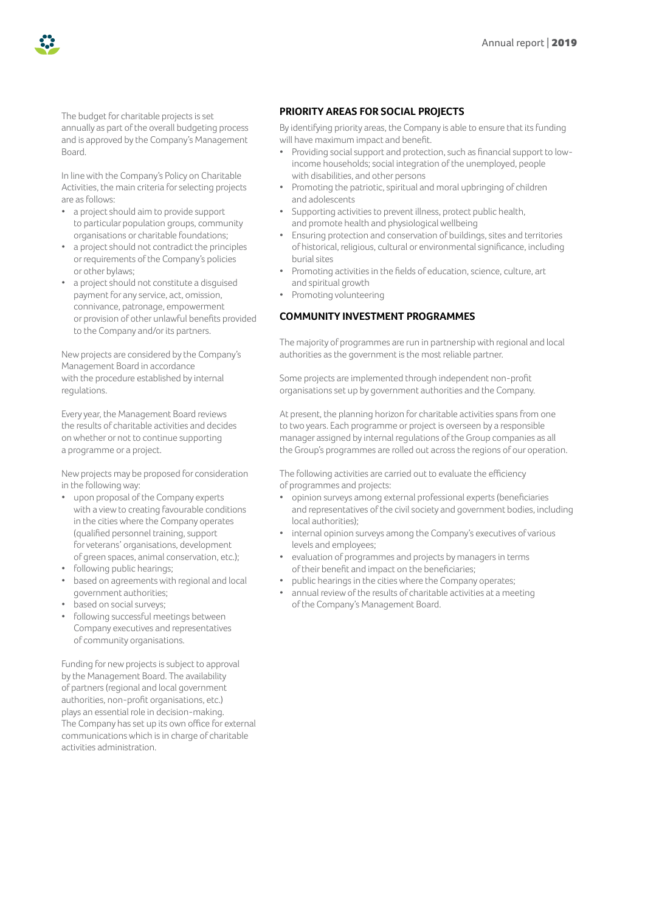The budget for charitable projects is set annually as part of the overall budgeting process and is approved by the Company's Management Board.

In line with the Company's Policy on Charitable Activities, the main criteria for selecting projects are as follows:

- a project should aim to provide support to particular population groups, community organisations or charitable foundations;
- a project should not contradict the principles or requirements of the Company's policies or other bylaws;
- a project should not constitute a disguised payment for any service, act, omission, connivance, patronage, empowerment or provision of other unlawful benefits provided to the Company and/or its partners.

New projects are considered by the Company's Management Board in accordance with the procedure established by internal regulations.

Every year, the Management Board reviews the results of charitable activities and decides on whether or not to continue supporting a programme or a project.

New projects may be proposed for consideration in the following way:

- upon proposal of the Company experts with a view to creating favourable conditions in the cities where the Company operates (qualified personnel training, support for veterans' organisations, development of green spaces, animal conservation, etc.);
- following public hearings;
- based on agreements with regional and local government authorities;
- based on social surveys;
- following successful meetings between Company executives and representatives of community organisations.

Funding for new projects is subject to approval by the Management Board. The availability of partners (regional and local government authorities, non-profit organisations, etc.) plays an essential role in decision-making. The Company has set up its own office for external communications which is in charge of charitable activities administration.

## PRIORITY AREAS FOR SOCIAL PROJECTS

By identifying priority areas, the Company is able to ensure that its funding will have maximum impact and benefit.

- Providing social support and protection, such as financial support to low-income households; social integration of the unemployed, people with disabilities, and other persons
- Promoting the patriotic, spiritual and moral upbringing of children and adolescents
- Supporting activities to prevent illness, protect public health, and promote health and physiological wellbeing
- Ensuring protection and conservation of buildings, sites and territories of historical, religious, cultural or environmental significance, including burial sites
- Promoting activities in the fields of education, science, culture, art and spiritual growth
- Promoting volunteering

## COMMUNITY INVESTMENT PROGRAMMES

The majority of programmes are run in partnership with regional and local authorities as the government is the most reliable partner.

Some projects are implemented through independent non-profit organisations set up by government authorities and the Company.

At present, the planning horizon for charitable activities spans from one to two years. Each programme or project is overseen by a responsible manager assigned by internal regulations of the Group companies as all the Group's programmes are rolled out across the regions of our operation.

The following activities are carried out to evaluate the efficiency of programmes and projects:

- opinion surveys among external professional experts (beneficiaries and representatives of the civil society and government bodies, including local authorities);
- internal opinion surveys among the Company's executives of various levels and employees;
- evaluation of programmes and projects by managers in terms of their benefit and impact on the beneficiaries;
- public hearings in the cities where the Company operates;
- annual review of the results of charitable activities at a meeting of the Company's Management Board.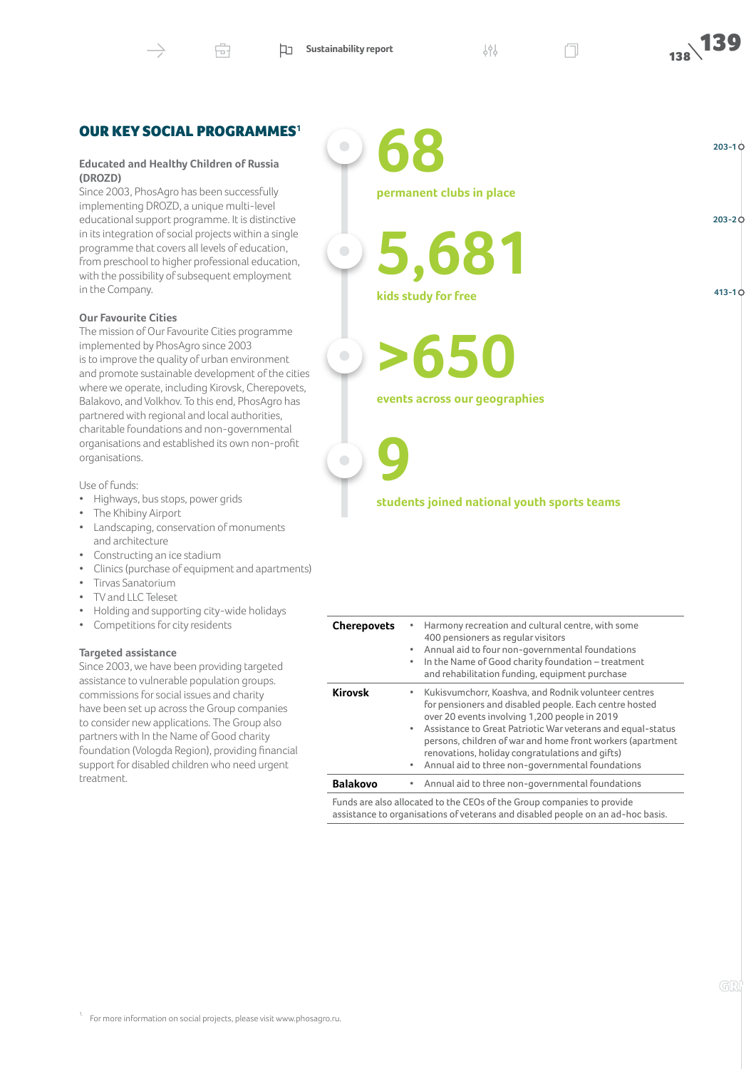## OUR KEY SOCIAL PROGRAMMES[1]

### Educated and Healthy Children of Russia (DROZD)

Since 2003, PhosAgro has been successfully implementing DROZD, a unique multi-level educational support programme. It is distinctive in its integration of social projects within a single programme that covers all levels of education, from preschool to higher professional education, with the possibility of subsequent employment in the Company.

### Our Favourite Cities

The mission of Our Favourite Cities programme implemented by PhosAgro since 2003 is to improve the quality of urban environment and promote sustainable development of the cities where we operate, including Kirovsk, Cherepovets, Balakovo, and Volkhov. To this end, PhosAgro has partnered with regional and local authorities, charitable foundations and non-governmental organisations and established its own non-profit organisations.

Use of funds:

- Highways, bus stops, power grids
- The Khibiny Airport
- Landscaping, conservation of monuments and architecture
- Constructing an ice stadium
- Clinics (purchase of equipment and apartments)
- Tirvas Sanatorium
- TV and LLC Teleset
- Holding and supporting city-wide holidays
- Competitions for city residents

### Targeted assistance

Since 2003, we have been providing targeted assistance to vulnerable population groups. commissions for social issues and charity have been set up across the Group companies to consider new applications. The Group also partners with In the Name of Good charity foundation (Vologda Region), providing financial support for disabled children who need urgent treatment.

**68**
permanent clubs in place

**5,681**
kids study for free

**>650**
events across our geographies

**9**
students joined national youth sports teams

203-1 203-2 413-1

| | |
|---|---|
| **Cherepovets** | • Harmony recreation and cultural centre, with some 400 pensioners as regular visitors<br>• Annual aid to four non-governmental foundations<br>• In the Name of Good charity foundation – treatment and rehabilitation funding, equipment purchase |
| **Kirovsk** | • Kukisvumchorr, Koashva, and Rodnik volunteer centres for pensioners and disabled people. Each centre hosted over 20 events involving 1,200 people in 2019<br>• Assistance to Great Patriotic War veterans and equal-status persons, children of war and home front workers (apartment renovations, holiday congratulations and gifts)<br>• Annual aid to three non-governmental foundations |
| **Balakovo** | • Annual aid to three non-governmental foundations |
| Funds are also allocated to the CEOs of the Group companies to provide assistance to organisations of veterans and disabled people on an ad-hoc basis. | |

1. For more information on social projects, please visit www.phosagro.ru.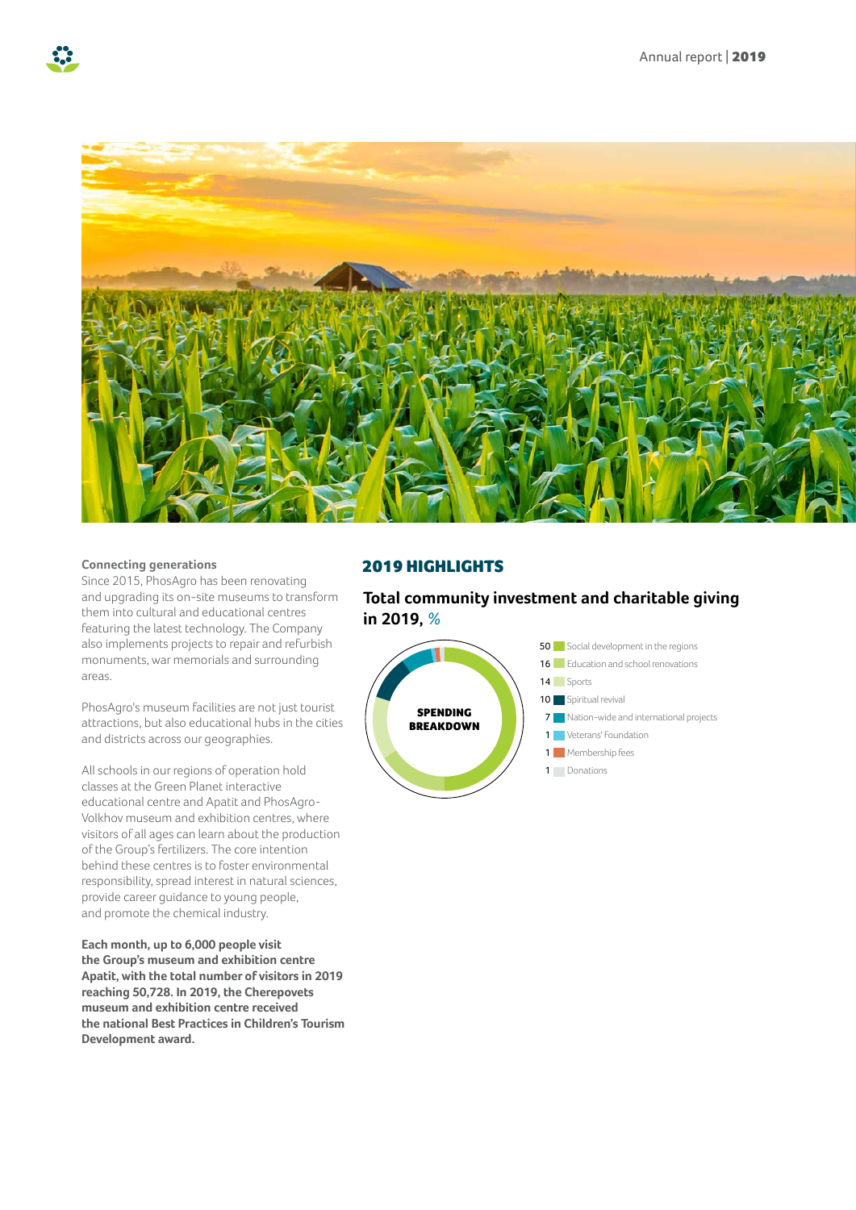**Connecting generations**

Since 2015, PhosAgro has been renovating and upgrading its on-site museums to transform them into cultural and educational centres featuring the latest technology. The Company also implements projects to repair and refurbish monuments, war memorials and surrounding areas.

PhosAgro's museum facilities are not just tourist attractions, but also educational hubs in the cities and districts across our geographies.

All schools in our regions of operation hold classes at the Green Planet interactive educational centre and Apatit and PhosAgro-Volkhov museum and exhibition centres, where visitors of all ages can learn about the production of the Group's fertilizers. The core intention behind these centres is to foster environmental responsibility, spread interest in natural sciences, provide career guidance to young people, and promote the chemical industry.

**Each month, up to 6,000 people visit the Group's museum and exhibition centre Apatit, with the total number of visitors in 2019 reaching 50,728. In 2019, the Cherepovets museum and exhibition centre received the national Best Practices in Children's Tourism Development award.**

## 2019 HIGHLIGHTS

### Total community investment and charitable giving in 2019, %

SPENDING BREAKDOWN

| % | Category |
| --- | --- |
| 50 | Social development in the regions |
| 16 | Education and school renovations |
| 14 | Sports |
| 10 | Spiritual revival |
| 7 | Nation-wide and international projects |
| 1 | Veterans' Foundation |
| 1 | Membership fees |
| 1 | Donations |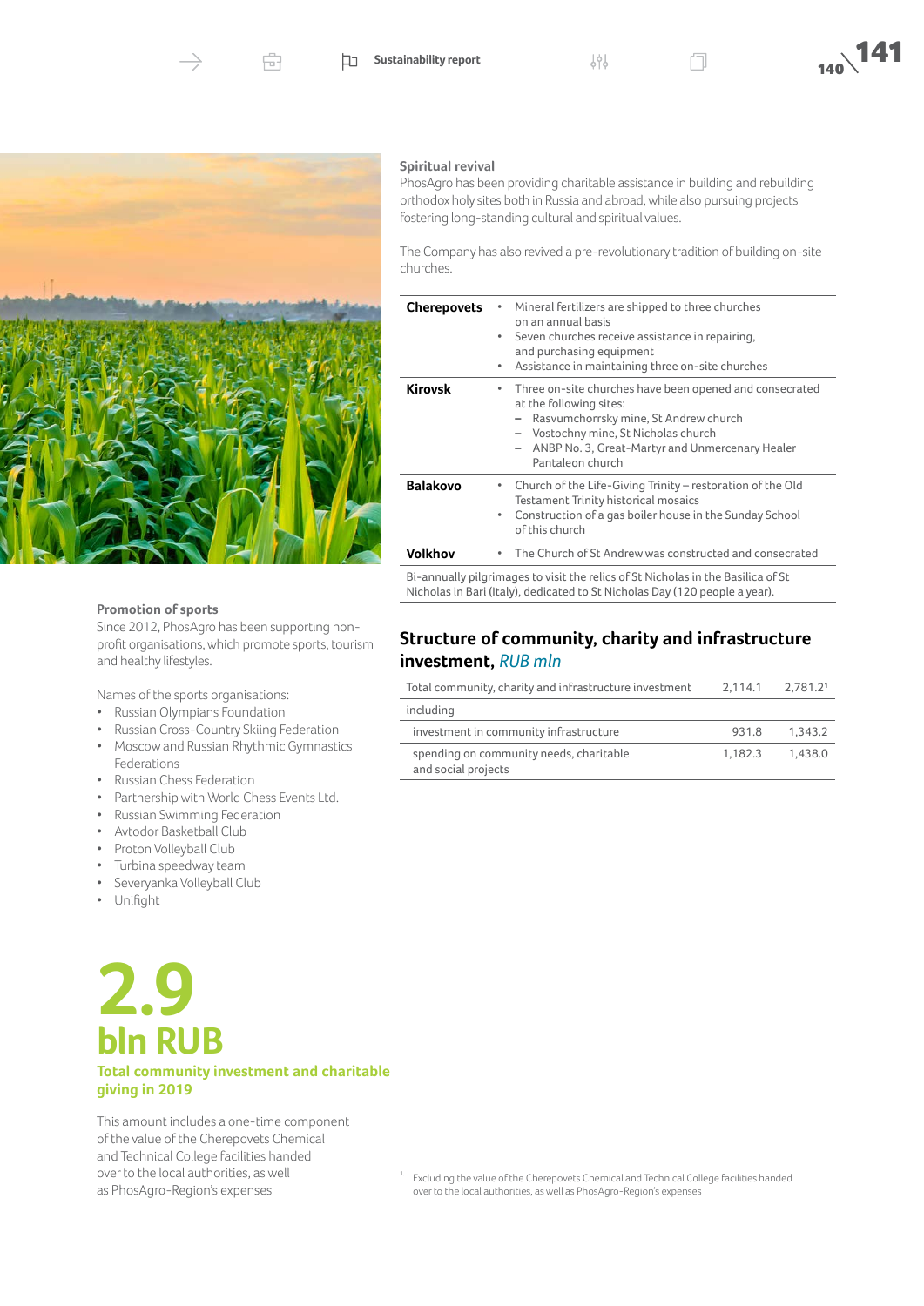### Spiritual revival

PhosAgro has been providing charitable assistance in building and rebuilding orthodox holy sites both in Russia and abroad, while also pursuing projects fostering long-standing cultural and spiritual values.

The Company has also revived a pre-revolutionary tradition of building on-site churches.

| | |
|---|---|
| **Cherepovets** | • Mineral fertilizers are shipped to three churches on an annual basis<br>• Seven churches receive assistance in repairing, and purchasing equipment<br>• Assistance in maintaining three on-site churches |
| **Kirovsk** | • Three on-site churches have been opened and consecrated at the following sites:<br>– Rasvumchorrsky mine, St Andrew church<br>– Vostochny mine, St Nicholas church<br>– ANBP No. 3, Great-Martyr and Unmercenary Healer Pantaleon church |
| **Balakovo** | • Church of the Life-Giving Trinity – restoration of the Old Testament Trinity historical mosaics<br>• Construction of a gas boiler house in the Sunday School of this church |
| **Volkhov** | • The Church of St Andrew was constructed and consecrated |
| Bi-annually pilgrimages to visit the relics of St Nicholas in the Basilica of St Nicholas in Bari (Italy), dedicated to St Nicholas Day (120 people a year). | |

### Promotion of sports

Since 2012, PhosAgro has been supporting non-profit organisations, which promote sports, tourism and healthy lifestyles.

Names of the sports organisations:

- Russian Olympians Foundation
- Russian Cross-Country Skiing Federation
- Moscow and Russian Rhythmic Gymnastics Federations
- Russian Chess Federation
- Partnership with World Chess Events Ltd.
- Russian Swimming Federation
- Avtodor Basketball Club
- Proton Volleyball Club
- Turbina speedway team
- Severyanka Volleyball Club
- Unifight

## Structure of community, charity and infrastructure investment, *RUB mln*

| | | |
|---|---|---|
| Total community, charity and infrastructure investment | 2,114.1 | 2,781.2[1] |
| including | | |
| investment in community infrastructure | 931.8 | 1,343.2 |
| spending on community needs, charitable and social projects | 1,182.3 | 1,438.0 |

**2.9 bln RUB**

**Total community investment and charitable giving in 2019**

This amount includes a one-time component of the value of the Cherepovets Chemical and Technical College facilities handed over to the local authorities, as well as PhosAgro-Region's expenses

[1] Excluding the value of the Cherepovets Chemical and Technical College facilities handed over to the local authorities, as well as PhosAgro-Region's expenses